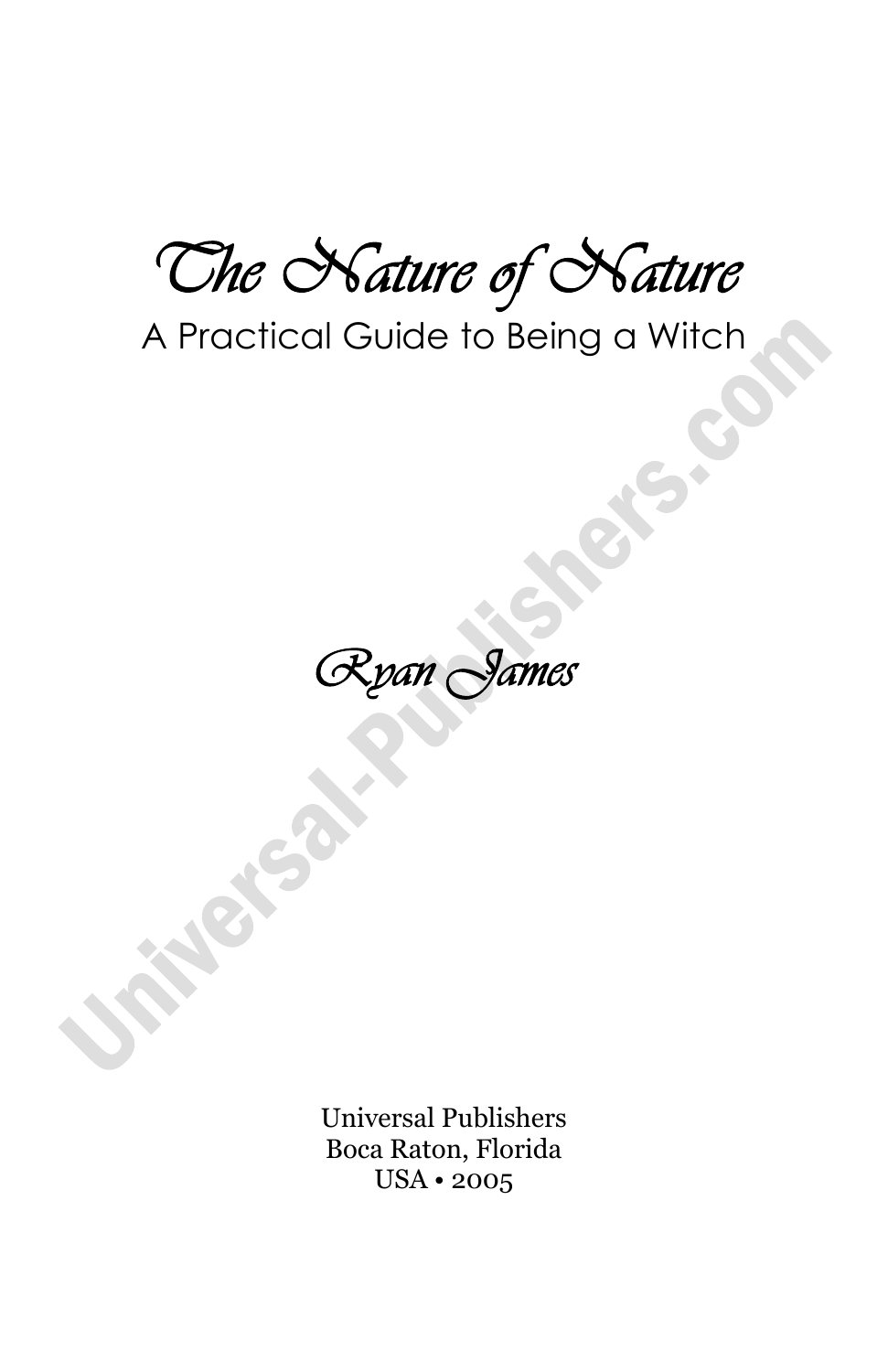# The Nature of Nature

## A Practical Guide to Being a Witch

Ryan James

Universal Publishers
Boca Raton, Florida
USA • 2005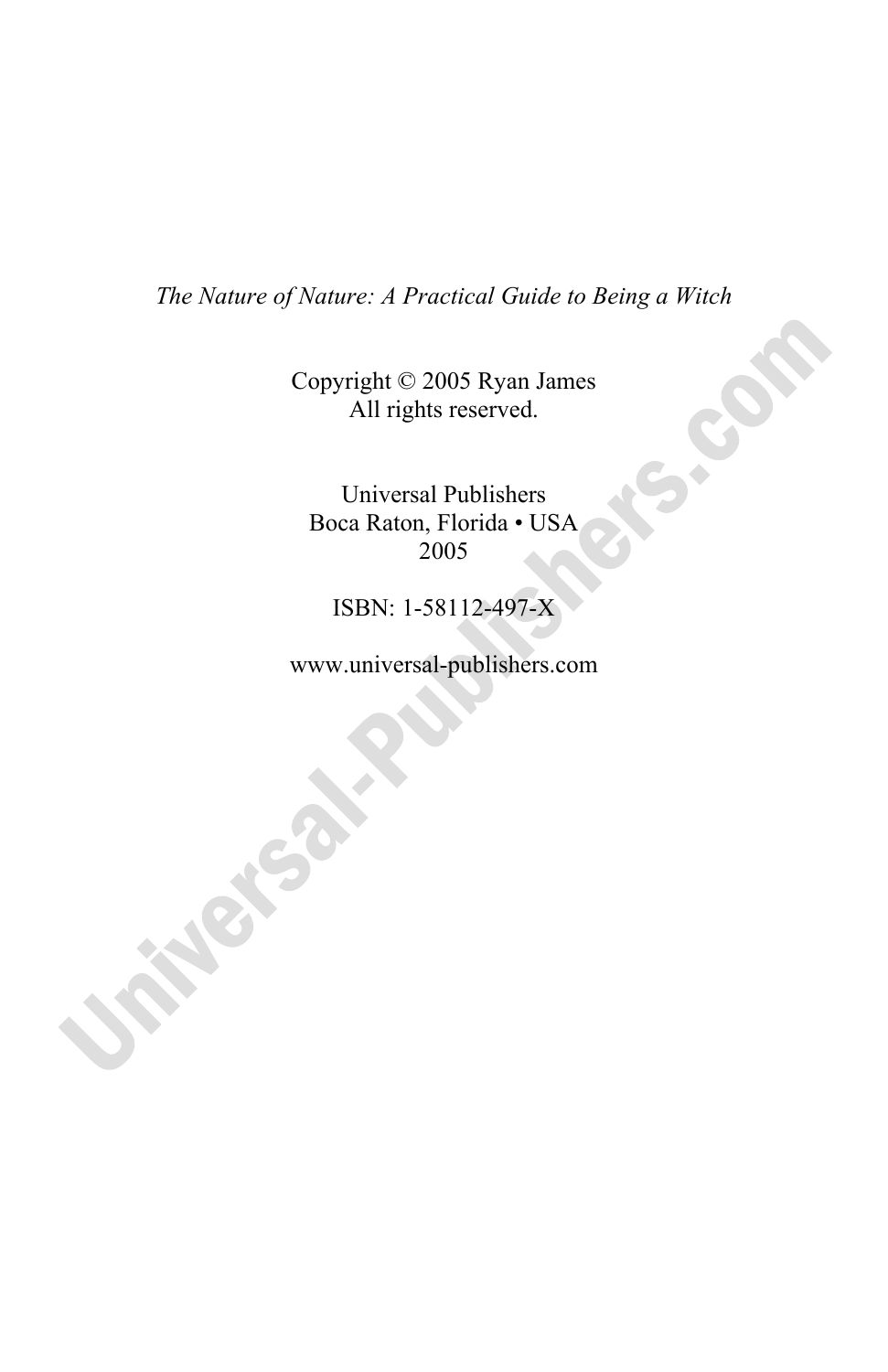*The Nature of Nature: A Practical Guide to Being a Witch*

Copyright © 2005 Ryan James
All rights reserved.

Universal Publishers
Boca Raton, Florida • USA
2005

ISBN: 1-58112-497-X

www.universal-publishers.com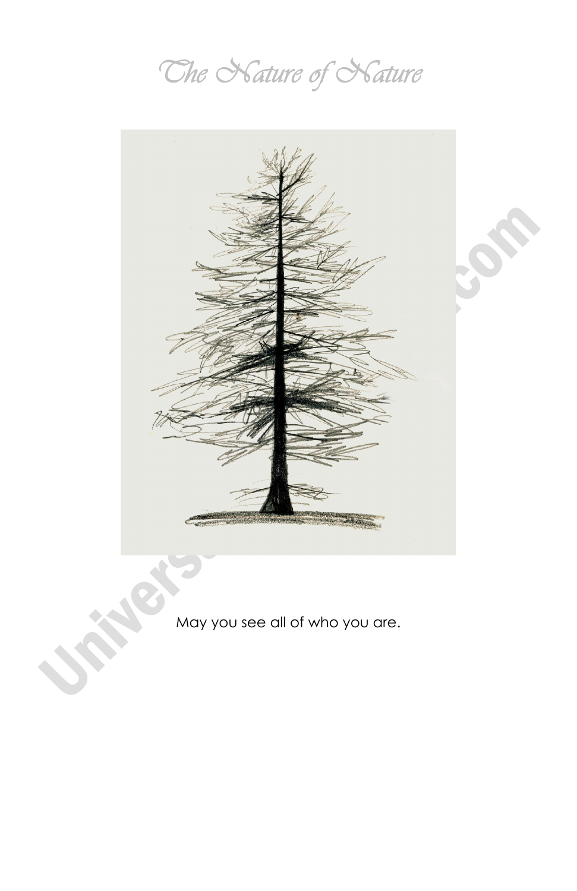# The Nature of Nature

May you see all of who you are.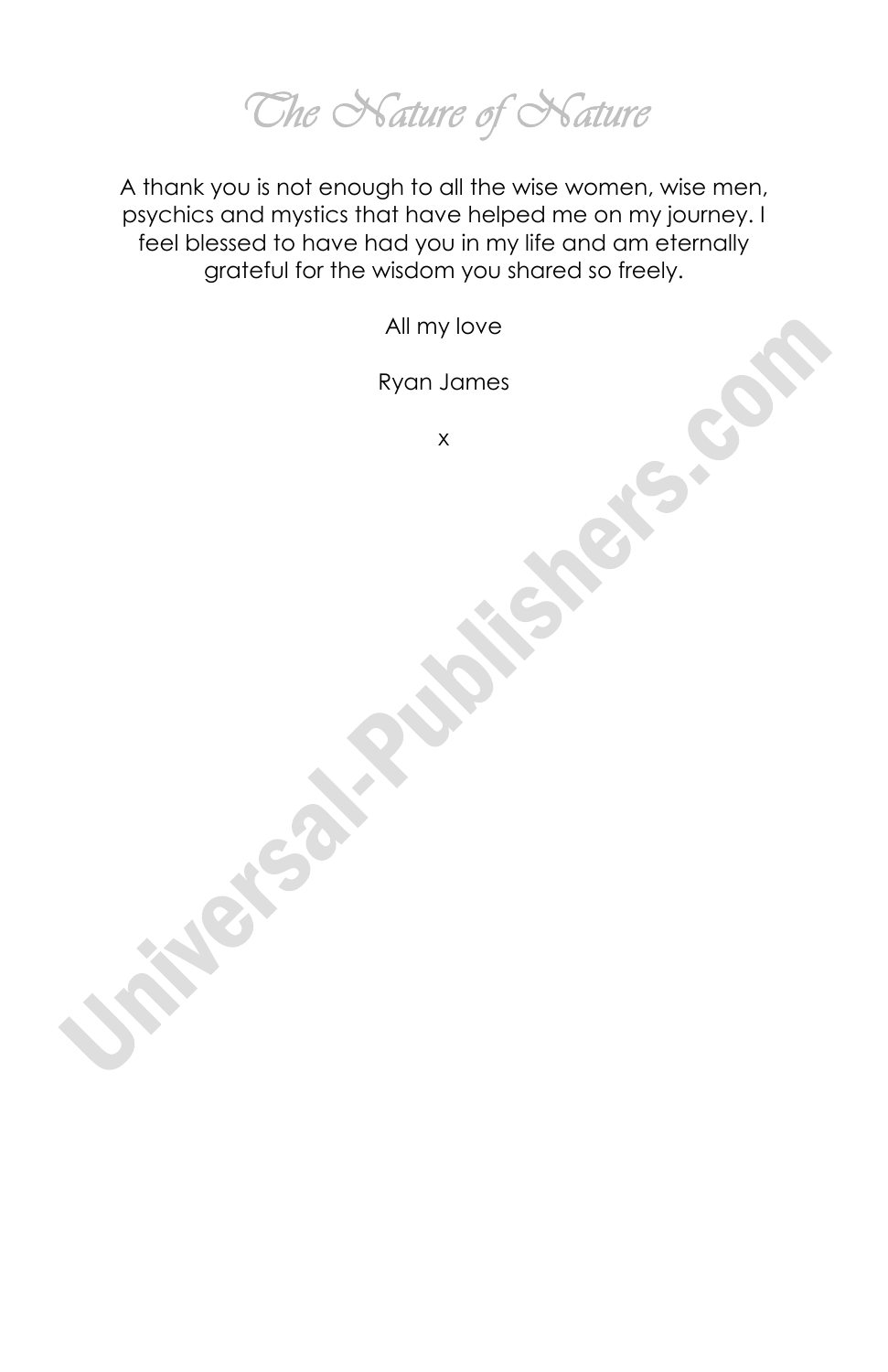# The Nature of Nature

A thank you is not enough to all the wise women, wise men, psychics and mystics that have helped me on my journey. I feel blessed to have had you in my life and am eternally grateful for the wisdom you shared so freely.

All my love

Ryan James

x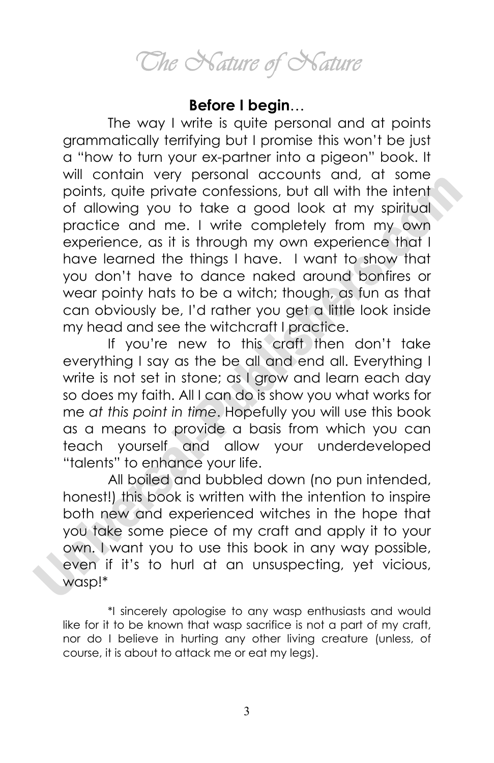**Before I begin…**

The way I write is quite personal and at points grammatically terrifying but I promise this won't be just a "how to turn your ex-partner into a pigeon" book. It will contain very personal accounts and, at some points, quite private confessions, but all with the intent of allowing you to take a good look at my spiritual practice and me. I write completely from my own experience, as it is through my own experience that I have learned the things I have. I want to show that you don't have to dance naked around bonfires or wear pointy hats to be a witch; though, as fun as that can obviously be, I'd rather you get a little look inside my head and see the witchcraft I practice.

If you're new to this craft then don't take everything I say as the be all and end all. Everything I write is not set in stone; as I grow and learn each day so does my faith. All I can do is show you what works for me *at this point in time*. Hopefully you will use this book as a means to provide a basis from which you can teach yourself and allow your underdeveloped "talents" to enhance your life.

All boiled and bubbled down (no pun intended, honest!) this book is written with the intention to inspire both new and experienced witches in the hope that you take some piece of my craft and apply it to your own. I want you to use this book in any way possible, even if it's to hurl at an unsuspecting, yet vicious, wasp!*

*I sincerely apologise to any wasp enthusiasts and would like for it to be known that wasp sacrifice is not a part of my craft, nor do I believe in hurting any other living creature (unless, of course, it is about to attack me or eat my legs).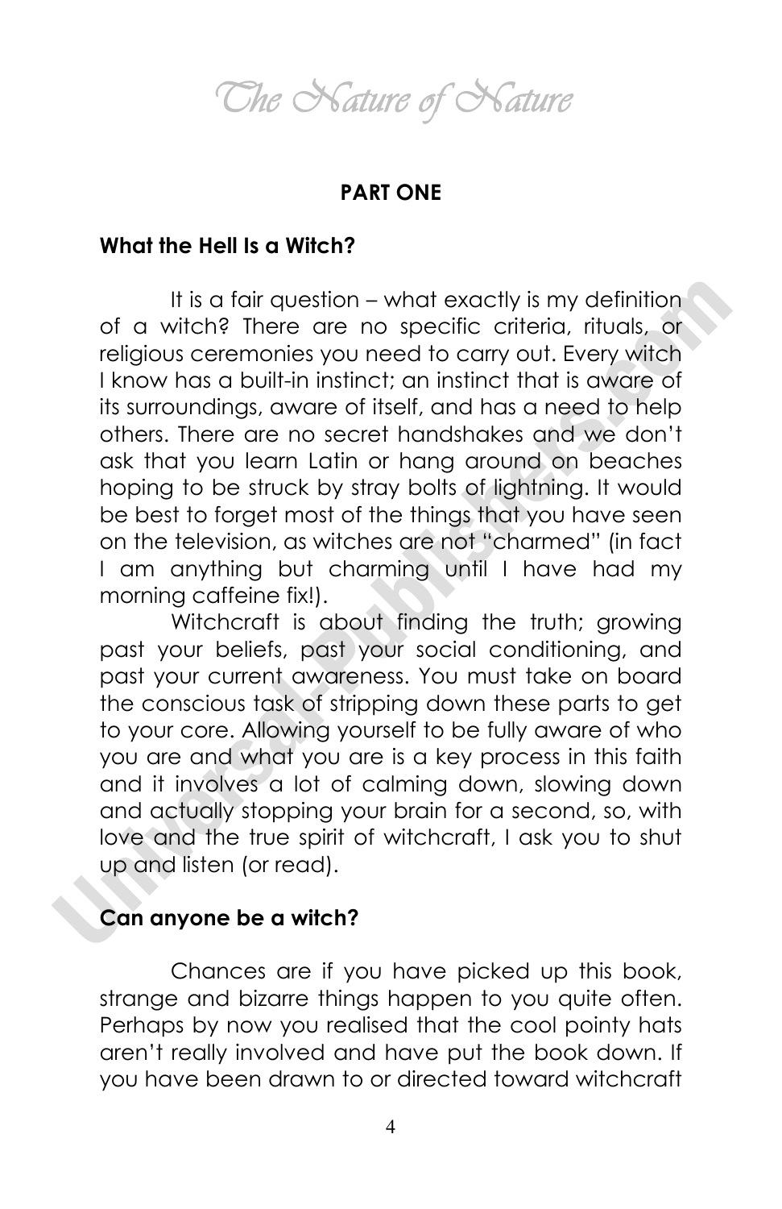## PART ONE

### What the Hell Is a Witch?

It is a fair question – what exactly is my definition of a witch? There are no specific criteria, rituals, or religious ceremonies you need to carry out. Every witch I know has a built-in instinct; an instinct that is aware of its surroundings, aware of itself, and has a need to help others. There are no secret handshakes and we don't ask that you learn Latin or hang around on beaches hoping to be struck by stray bolts of lightning. It would be best to forget most of the things that you have seen on the television, as witches are not "charmed" (in fact I am anything but charming until I have had my morning caffeine fix!).

Witchcraft is about finding the truth; growing past your beliefs, past your social conditioning, and past your current awareness. You must take on board the conscious task of stripping down these parts to get to your core. Allowing yourself to be fully aware of who you are and what you are is a key process in this faith and it involves a lot of calming down, slowing down and actually stopping your brain for a second, so, with love and the true spirit of witchcraft, I ask you to shut up and listen (or read).

### Can anyone be a witch?

Chances are if you have picked up this book, strange and bizarre things happen to you quite often. Perhaps by now you realised that the cool pointy hats aren't really involved and have put the book down. If you have been drawn to or directed toward witchcraft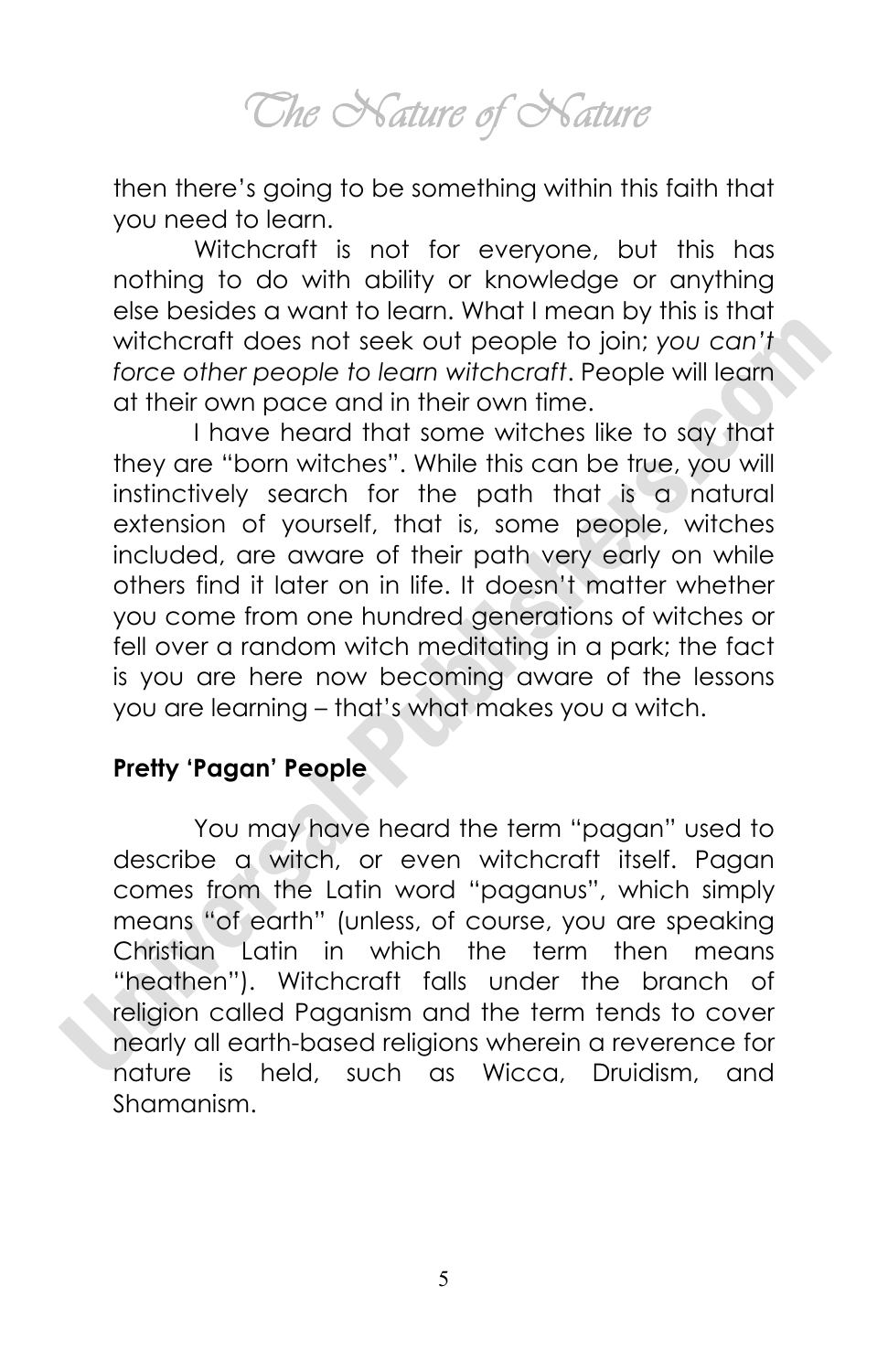then there's going to be something within this faith that you need to learn.

Witchcraft is not for everyone, but this has nothing to do with ability or knowledge or anything else besides a want to learn. What I mean by this is that witchcraft does not seek out people to join; *you can't force other people to learn witchcraft*. People will learn at their own pace and in their own time.

I have heard that some witches like to say that they are "born witches". While this can be true, you will instinctively search for the path that is a natural extension of yourself, that is, some people, witches included, are aware of their path very early on while others find it later on in life. It doesn't matter whether you come from one hundred generations of witches or fell over a random witch meditating in a park; the fact is you are here now becoming aware of the lessons you are learning – that's what makes you a witch.

**Pretty 'Pagan' People**

You may have heard the term "pagan" used to describe a witch, or even witchcraft itself. Pagan comes from the Latin word "paganus", which simply means "of earth" (unless, of course, you are speaking Christian Latin in which the term then means "heathen"). Witchcraft falls under the branch of religion called Paganism and the term tends to cover nearly all earth-based religions wherein a reverence for nature is held, such as Wicca, Druidism, and Shamanism.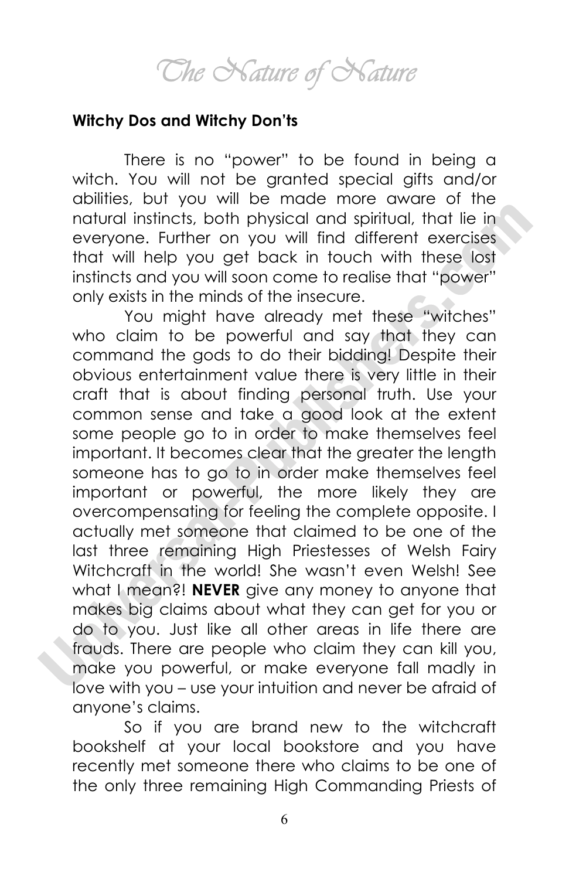**Witchy Dos and Witchy Don'ts**

There is no "power" to be found in being a witch. You will not be granted special gifts and/or abilities, but you will be made more aware of the natural instincts, both physical and spiritual, that lie in everyone. Further on you will find different exercises that will help you get back in touch with these lost instincts and you will soon come to realise that "power" only exists in the minds of the insecure.

You might have already met these "witches" who claim to be powerful and say that they can command the gods to do their bidding! Despite their obvious entertainment value there is very little in their craft that is about finding personal truth. Use your common sense and take a good look at the extent some people go to in order to make themselves feel important. It becomes clear that the greater the length someone has to go to in order make themselves feel important or powerful, the more likely they are overcompensating for feeling the complete opposite. I actually met someone that claimed to be one of the last three remaining High Priestesses of Welsh Fairy Witchcraft in the world! She wasn't even Welsh! See what I mean?! **NEVER** give any money to anyone that makes big claims about what they can get for you or do to you. Just like all other areas in life there are frauds. There are people who claim they can kill you, make you powerful, or make everyone fall madly in love with you – use your intuition and never be afraid of anyone's claims.

So if you are brand new to the witchcraft bookshelf at your local bookstore and you have recently met someone there who claims to be one of the only three remaining High Commanding Priests of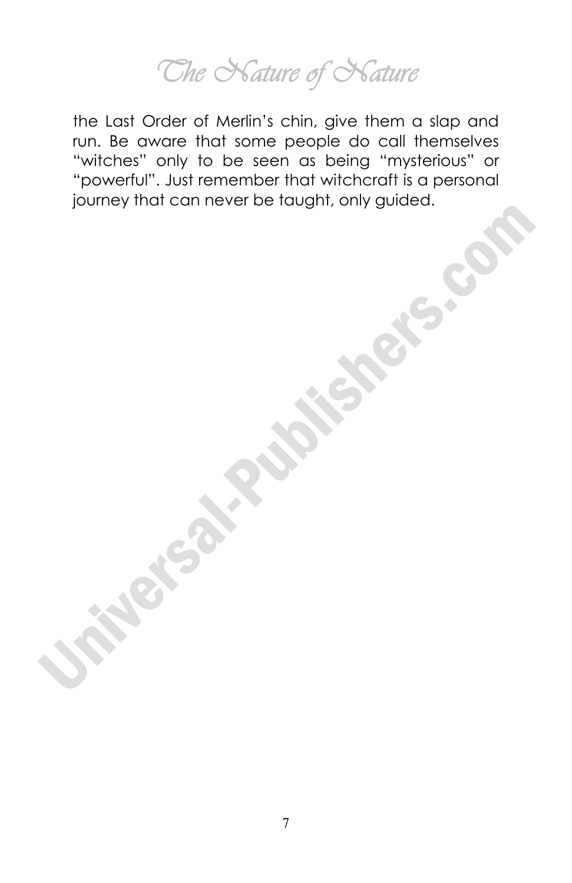the Last Order of Merlin's chin, give them a slap and run. Be aware that some people do call themselves "witches" only to be seen as being "mysterious" or "powerful". Just remember that witchcraft is a personal journey that can never be taught, only guided.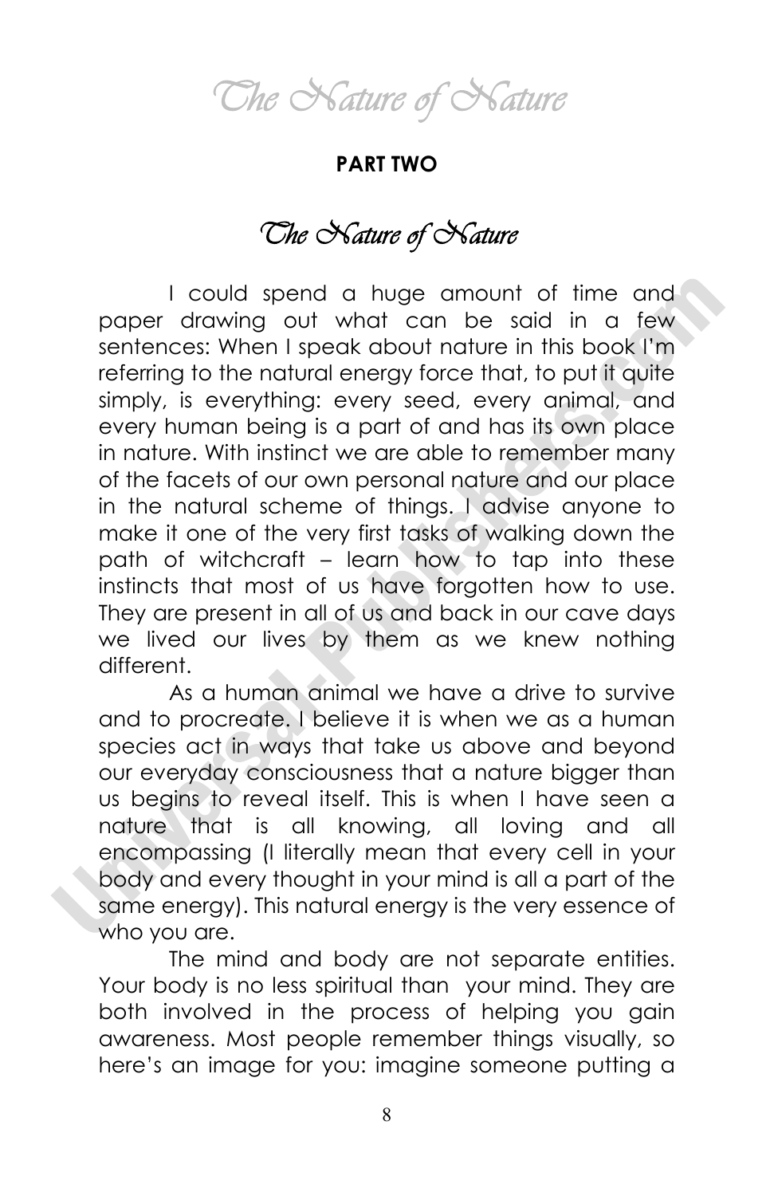**PART TWO**

# *The Nature of Nature*

I could spend a huge amount of time and paper drawing out what can be said in a few sentences: When I speak about nature in this book I'm referring to the natural energy force that, to put it quite simply, is everything: every seed, every animal, and every human being is a part of and has its own place in nature. With instinct we are able to remember many of the facets of our own personal nature and our place in the natural scheme of things. I advise anyone to make it one of the very first tasks of walking down the path of witchcraft – learn how to tap into these instincts that most of us have forgotten how to use. They are present in all of us and back in our cave days we lived our lives by them as we knew nothing different.

As a human animal we have a drive to survive and to procreate. I believe it is when we as a human species act in ways that take us above and beyond our everyday consciousness that a nature bigger than us begins to reveal itself. This is when I have seen a nature that is all knowing, all loving and all encompassing (I literally mean that every cell in your body and every thought in your mind is all a part of the same energy). This natural energy is the very essence of who you are.

The mind and body are not separate entities. Your body is no less spiritual than your mind. They are both involved in the process of helping you gain awareness. Most people remember things visually, so here's an image for you: imagine someone putting a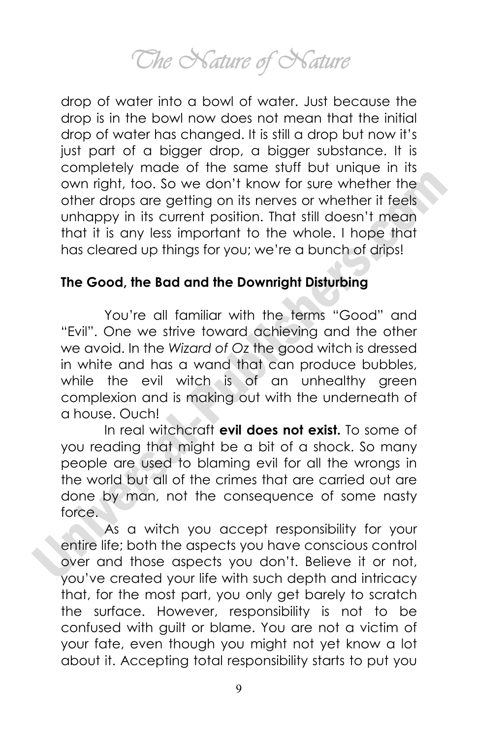drop of water into a bowl of water. Just because the drop is in the bowl now does not mean that the initial drop of water has changed. It is still a drop but now it's just part of a bigger drop, a bigger substance. It is completely made of the same stuff but unique in its own right, too. So we don't know for sure whether the other drops are getting on its nerves or whether it feels unhappy in its current position. That still doesn't mean that it is any less important to the whole. I hope that has cleared up things for you; we're a bunch of drips!

### The Good, the Bad and the Downright Disturbing

You're all familiar with the terms "Good" and "Evil". One we strive toward achieving and the other we avoid. In the *Wizard of Oz* the good witch is dressed in white and has a wand that can produce bubbles, while the evil witch is of an unhealthy green complexion and is making out with the underneath of a house. Ouch!

In real witchcraft **evil does not exist.** To some of you reading that might be a bit of a shock. So many people are used to blaming evil for all the wrongs in the world but all of the crimes that are carried out are done by man, not the consequence of some nasty force.

As a witch you accept responsibility for your entire life; both the aspects you have conscious control over and those aspects you don't. Believe it or not, you've created your life with such depth and intricacy that, for the most part, you only get barely to scratch the surface. However, responsibility is not to be confused with guilt or blame. You are not a victim of your fate, even though you might not yet know a lot about it. Accepting total responsibility starts to put you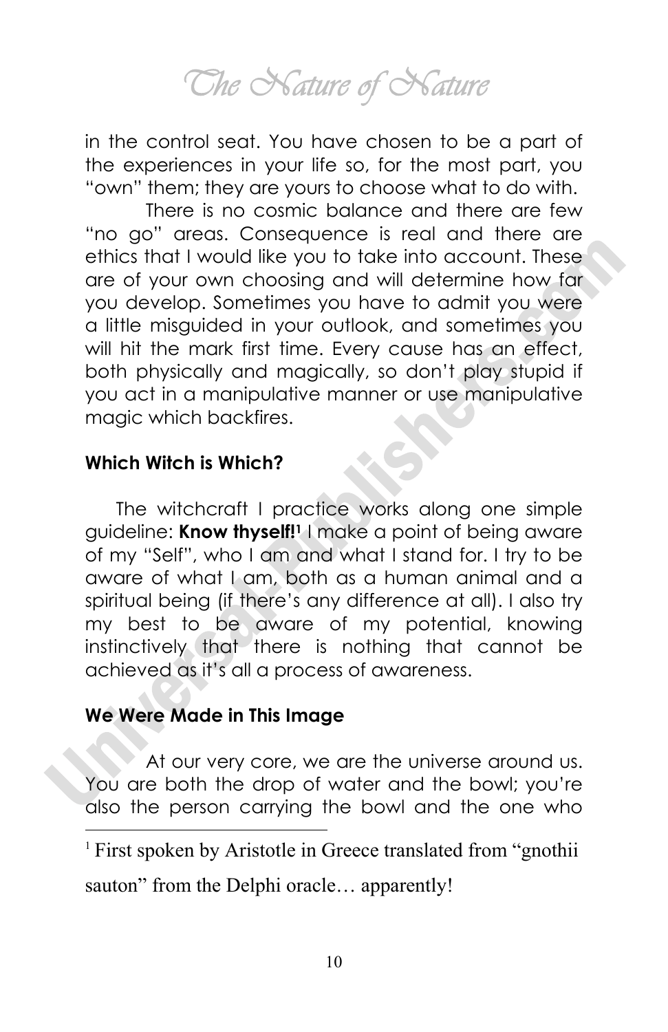in the control seat. You have chosen to be a part of the experiences in your life so, for the most part, you "own" them; they are yours to choose what to do with.

There is no cosmic balance and there are few "no go" areas. Consequence is real and there are ethics that I would like you to take into account. These are of your own choosing and will determine how far you develop. Sometimes you have to admit you were a little misguided in your outlook, and sometimes you will hit the mark first time. Every cause has an effect, both physically and magically, so don't play stupid if you act in a manipulative manner or use manipulative magic which backfires.

### Which Witch is Which?

The witchcraft I practice works along one simple guideline: **Know thyself!**[1] I make a point of being aware of my "Self", who I am and what I stand for. I try to be aware of what I am, both as a human animal and a spiritual being (if there's any difference at all). I also try my best to be aware of my potential, knowing instinctively that there is nothing that cannot be achieved as it's all a process of awareness.

### We Were Made in This Image

At our very core, we are the universe around us. You are both the drop of water and the bowl; you're also the person carrying the bowl and the one who

---

[1] First spoken by Aristotle in Greece translated from "gnothii sauton" from the Delphi oracle… apparently!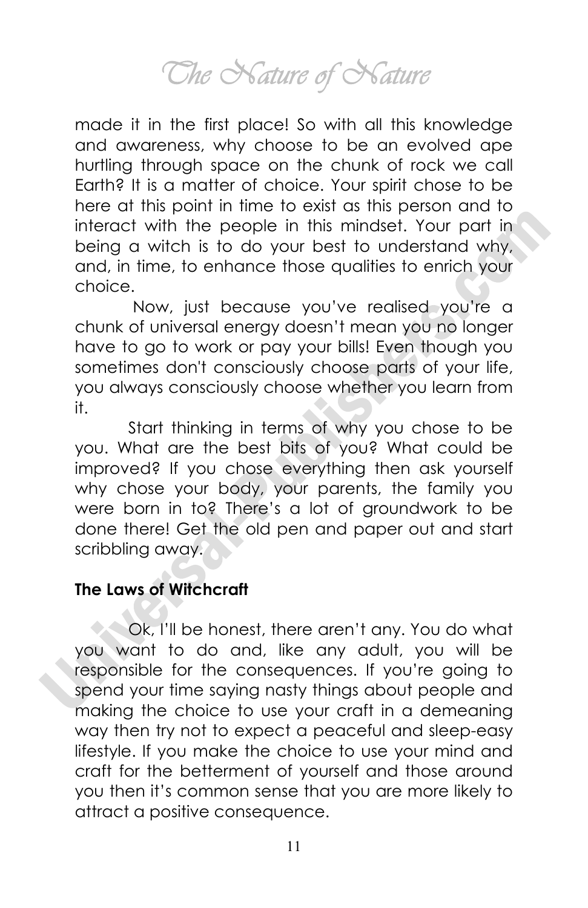made it in the first place! So with all this knowledge and awareness, why choose to be an evolved ape hurtling through space on the chunk of rock we call Earth? It is a matter of choice. Your spirit chose to be here at this point in time to exist as this person and to interact with the people in this mindset. Your part in being a witch is to do your best to understand why, and, in time, to enhance those qualities to enrich your choice.

Now, just because you've realised you're a chunk of universal energy doesn't mean you no longer have to go to work or pay your bills! Even though you sometimes don't consciously choose parts of your life, you always consciously choose whether you learn from it.

Start thinking in terms of why you chose to be you. What are the best bits of you? What could be improved? If you chose everything then ask yourself why chose your body, your parents, the family you were born in to? There's a lot of groundwork to be done there! Get the old pen and paper out and start scribbling away.

**The Laws of Witchcraft**

Ok, I'll be honest, there aren't any. You do what you want to do and, like any adult, you will be responsible for the consequences. If you're going to spend your time saying nasty things about people and making the choice to use your craft in a demeaning way then try not to expect a peaceful and sleep-easy lifestyle. If you make the choice to use your mind and craft for the betterment of yourself and those around you then it's common sense that you are more likely to attract a positive consequence.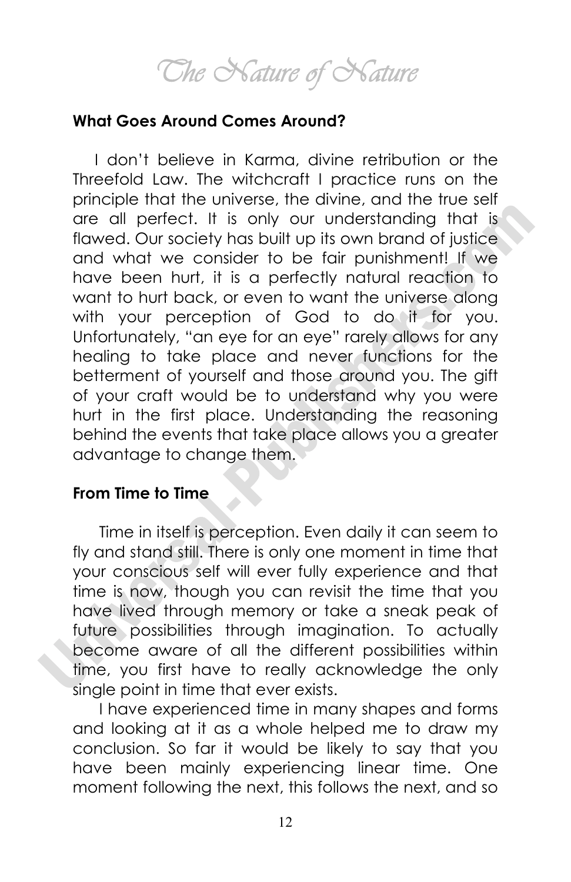### What Goes Around Comes Around?

I don't believe in Karma, divine retribution or the Threefold Law. The witchcraft I practice runs on the principle that the universe, the divine, and the true self are all perfect. It is only our understanding that is flawed. Our society has built up its own brand of justice and what we consider to be fair punishment! If we have been hurt, it is a perfectly natural reaction to want to hurt back, or even to want the universe along with your perception of God to do it for you. Unfortunately, "an eye for an eye" rarely allows for any healing to take place and never functions for the betterment of yourself and those around you. The gift of your craft would be to understand why you were hurt in the first place. Understanding the reasoning behind the events that take place allows you a greater advantage to change them.

### From Time to Time

Time in itself is perception. Even daily it can seem to fly and stand still. There is only one moment in time that your conscious self will ever fully experience and that time is now, though you can revisit the time that you have lived through memory or take a sneak peak of future possibilities through imagination. To actually become aware of all the different possibilities within time, you first have to really acknowledge the only single point in time that ever exists.

I have experienced time in many shapes and forms and looking at it as a whole helped me to draw my conclusion. So far it would be likely to say that you have been mainly experiencing linear time. One moment following the next, this follows the next, and so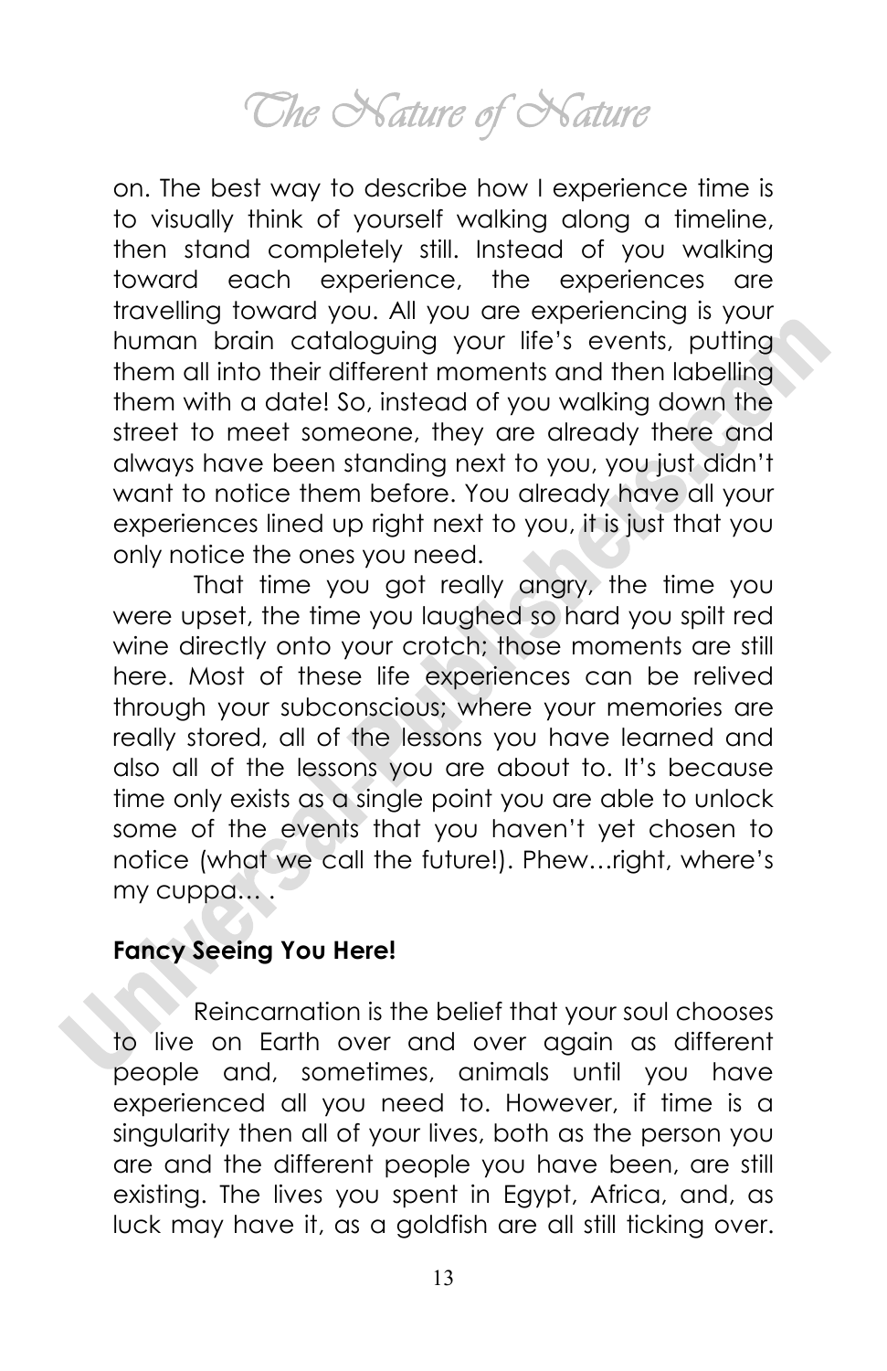on. The best way to describe how I experience time is to visually think of yourself walking along a timeline, then stand completely still. Instead of you walking toward each experience, the experiences are travelling toward you. All you are experiencing is your human brain cataloguing your life's events, putting them all into their different moments and then labelling them with a date! So, instead of you walking down the street to meet someone, they are already there and always have been standing next to you, you just didn't want to notice them before. You already have all your experiences lined up right next to you, it is just that you only notice the ones you need.

That time you got really angry, the time you were upset, the time you laughed so hard you spilt red wine directly onto your crotch; those moments are still here. Most of these life experiences can be relived through your subconscious; where your memories are really stored, all of the lessons you have learned and also all of the lessons you are about to. It's because time only exists as a single point you are able to unlock some of the events that you haven't yet chosen to notice (what we call the future!). Phew…right, where's my cuppa… .

**Fancy Seeing You Here!**

Reincarnation is the belief that your soul chooses to live on Earth over and over again as different people and, sometimes, animals until you have experienced all you need to. However, if time is a singularity then all of your lives, both as the person you are and the different people you have been, are still existing. The lives you spent in Egypt, Africa, and, as luck may have it, as a goldfish are all still ticking over.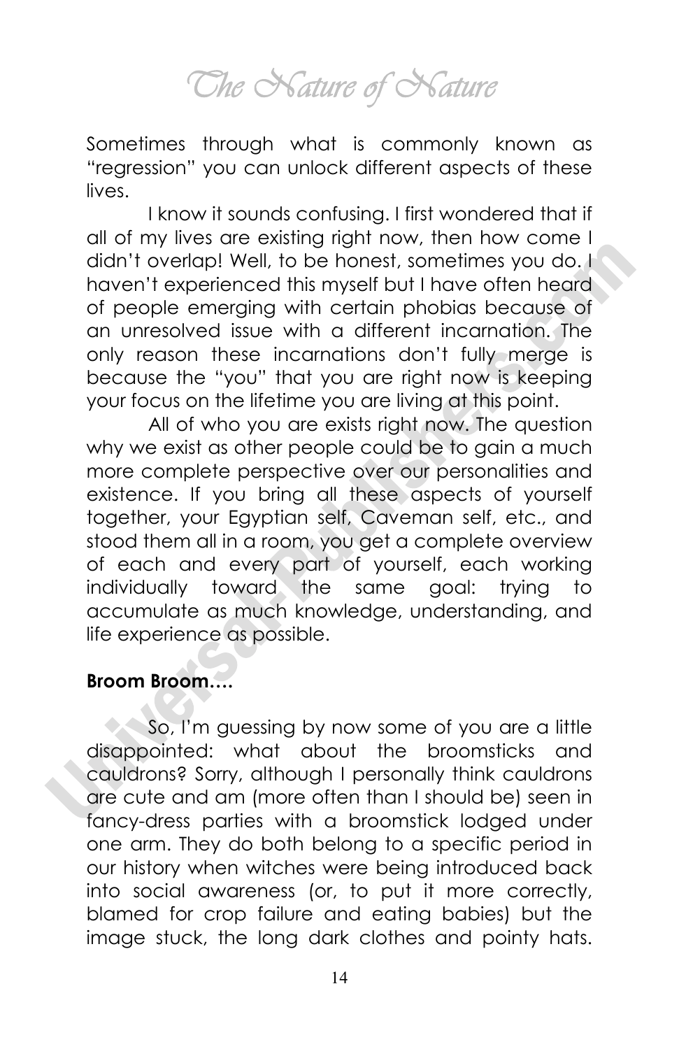Sometimes through what is commonly known as "regression" you can unlock different aspects of these lives.

I know it sounds confusing. I first wondered that if all of my lives are existing right now, then how come I didn't overlap! Well, to be honest, sometimes you do. I haven't experienced this myself but I have often heard of people emerging with certain phobias because of an unresolved issue with a different incarnation. The only reason these incarnations don't fully merge is because the "you" that you are right now is keeping your focus on the lifetime you are living at this point.

All of who you are exists right now. The question why we exist as other people could be to gain a much more complete perspective over our personalities and existence. If you bring all these aspects of yourself together, your Egyptian self, Caveman self, etc., and stood them all in a room, you get a complete overview of each and every part of yourself, each working individually toward the same goal: trying to accumulate as much knowledge, understanding, and life experience as possible.

**Broom Broom….**

So, I'm guessing by now some of you are a little disappointed: what about the broomsticks and cauldrons? Sorry, although I personally think cauldrons are cute and am (more often than I should be) seen in fancy-dress parties with a broomstick lodged under one arm. They do both belong to a specific period in our history when witches were being introduced back into social awareness (or, to put it more correctly, blamed for crop failure and eating babies) but the image stuck, the long dark clothes and pointy hats.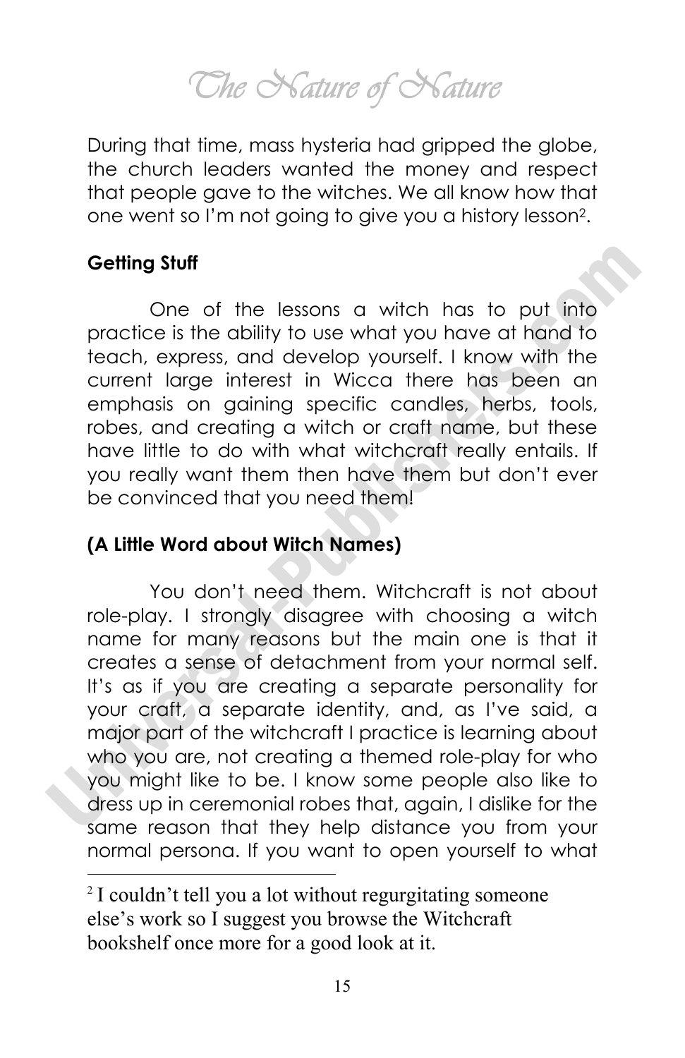During that time, mass hysteria had gripped the globe, the church leaders wanted the money and respect that people gave to the witches. We all know how that one went so I'm not going to give you a history lesson[2].

**Getting Stuff**

One of the lessons a witch has to put into practice is the ability to use what you have at hand to teach, express, and develop yourself. I know with the current large interest in Wicca there has been an emphasis on gaining specific candles, herbs, tools, robes, and creating a witch or craft name, but these have little to do with what witchcraft really entails. If you really want them then have them but don't ever be convinced that you need them!

**(A Little Word about Witch Names)**

You don't need them. Witchcraft is not about role-play. I strongly disagree with choosing a witch name for many reasons but the main one is that it creates a sense of detachment from your normal self. It's as if you are creating a separate personality for your craft, a separate identity, and, as I've said, a major part of the witchcraft I practice is learning about who you are, not creating a themed role-play for who you might like to be. I know some people also like to dress up in ceremonial robes that, again, I dislike for the same reason that they help distance you from your normal persona. If you want to open yourself to what

---

[2] I couldn't tell you a lot without regurgitating someone else's work so I suggest you browse the Witchcraft bookshelf once more for a good look at it.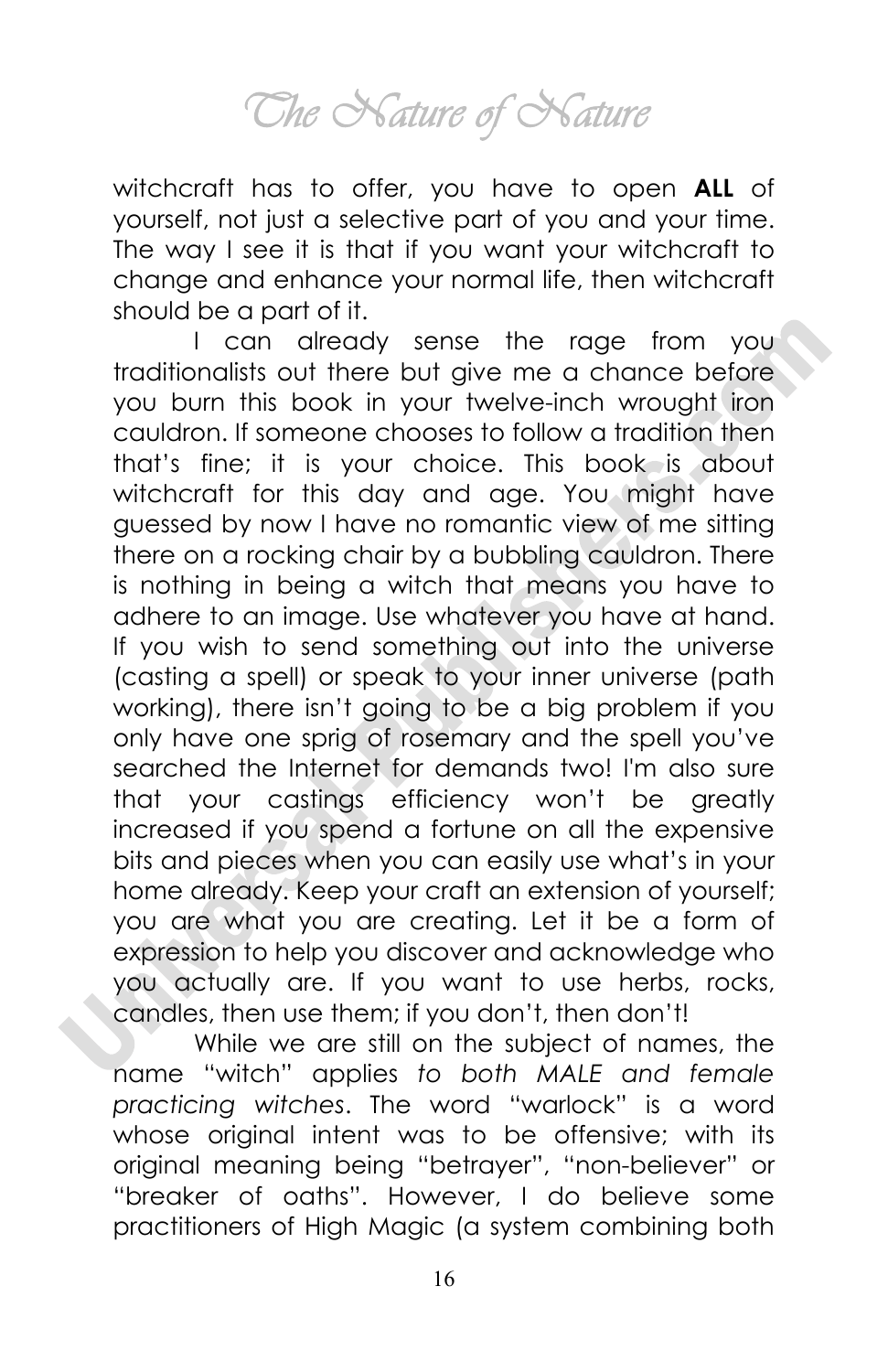witchcraft has to offer, you have to open **ALL** of yourself, not just a selective part of you and your time. The way I see it is that if you want your witchcraft to change and enhance your normal life, then witchcraft should be a part of it.

I can already sense the rage from you traditionalists out there but give me a chance before you burn this book in your twelve-inch wrought iron cauldron. If someone chooses to follow a tradition then that's fine; it is your choice. This book is about witchcraft for this day and age. You might have guessed by now I have no romantic view of me sitting there on a rocking chair by a bubbling cauldron. There is nothing in being a witch that means you have to adhere to an image. Use whatever you have at hand. If you wish to send something out into the universe (casting a spell) or speak to your inner universe (path working), there isn't going to be a big problem if you only have one sprig of rosemary and the spell you've searched the Internet for demands two! I'm also sure that your castings efficiency won't be greatly increased if you spend a fortune on all the expensive bits and pieces when you can easily use what's in your home already. Keep your craft an extension of yourself; you are what you are creating. Let it be a form of expression to help you discover and acknowledge who you actually are. If you want to use herbs, rocks, candles, then use them; if you don't, then don't!

While we are still on the subject of names, the name "witch" applies *to both MALE and female practicing witches*. The word "warlock" is a word whose original intent was to be offensive; with its original meaning being "betrayer", "non-believer" or "breaker of oaths". However, I do believe some practitioners of High Magic (a system combining both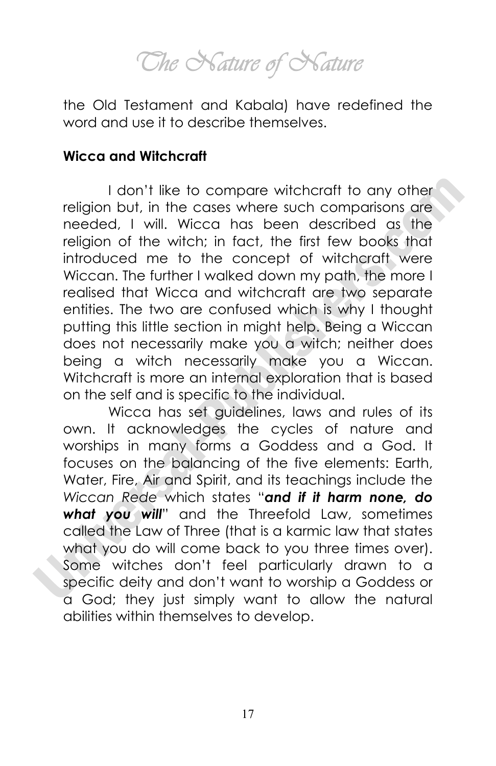the Old Testament and Kabala) have redefined the word and use it to describe themselves.

**Wicca and Witchcraft**

I don't like to compare witchcraft to any other religion but, in the cases where such comparisons are needed, I will. Wicca has been described as the religion of the witch; in fact, the first few books that introduced me to the concept of witchcraft were Wiccan. The further I walked down my path, the more I realised that Wicca and witchcraft are two separate entities. The two are confused which is why I thought putting this little section in might help. Being a Wiccan does not necessarily make you a witch; neither does being a witch necessarily make you a Wiccan. Witchcraft is more an internal exploration that is based on the self and is specific to the individual.

Wicca has set guidelines, laws and rules of its own. It acknowledges the cycles of nature and worships in many forms a Goddess and a God. It focuses on the balancing of the five elements: Earth, Water, Fire, Air and Spirit, and its teachings include the *Wiccan Rede* which states "***and if it harm none, do what you will***" and the Threefold Law, sometimes called the Law of Three (that is a karmic law that states what you do will come back to you three times over). Some witches don't feel particularly drawn to a specific deity and don't want to worship a Goddess or a God; they just simply want to allow the natural abilities within themselves to develop.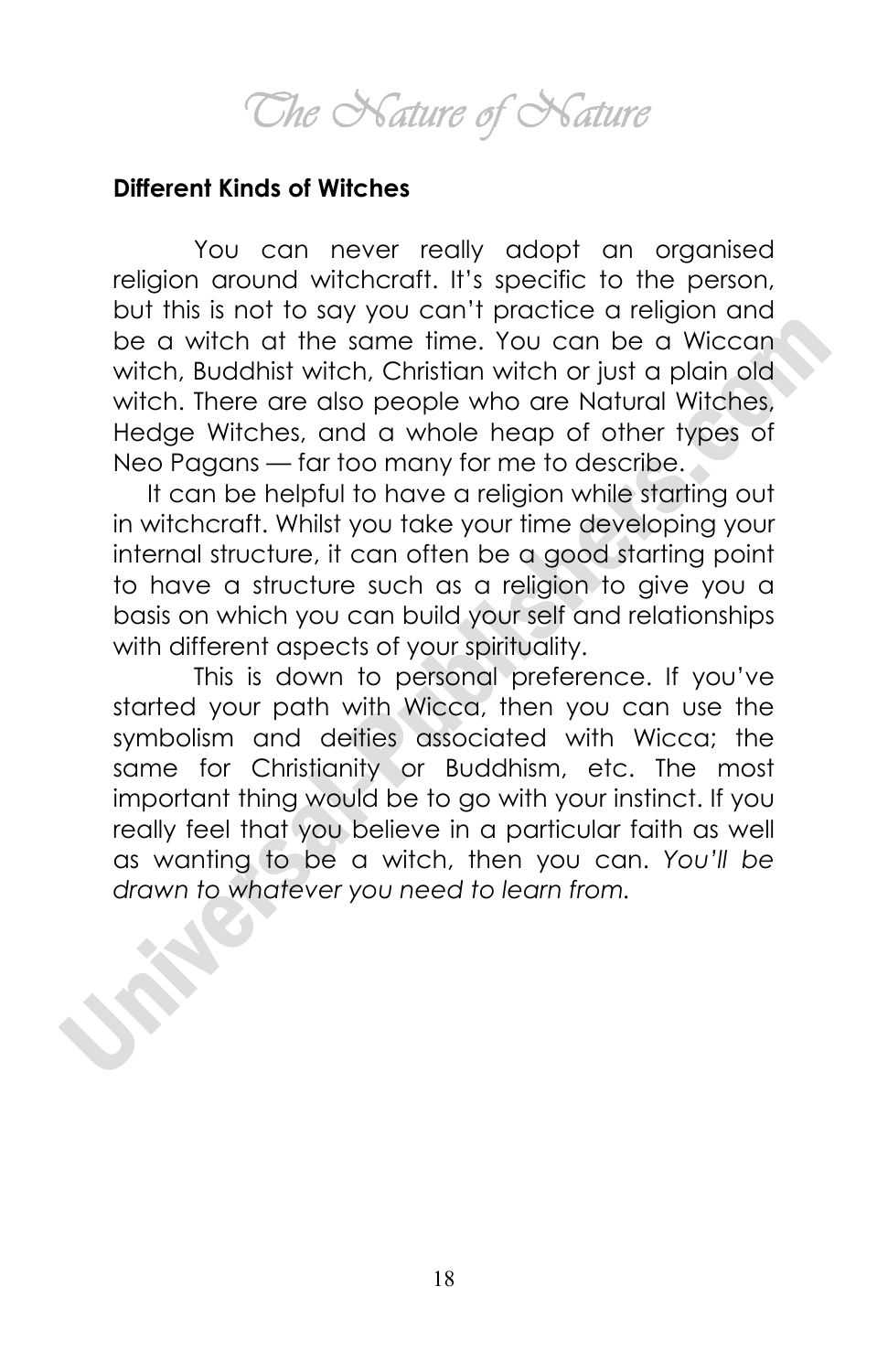### Different Kinds of Witches

You can never really adopt an organised religion around witchcraft. It's specific to the person, but this is not to say you can't practice a religion and be a witch at the same time. You can be a Wiccan witch, Buddhist witch, Christian witch or just a plain old witch. There are also people who are Natural Witches, Hedge Witches, and a whole heap of other types of Neo Pagans — far too many for me to describe.

It can be helpful to have a religion while starting out in witchcraft. Whilst you take your time developing your internal structure, it can often be a good starting point to have a structure such as a religion to give you a basis on which you can build your self and relationships with different aspects of your spirituality.

This is down to personal preference. If you've started your path with Wicca, then you can use the symbolism and deities associated with Wicca; the same for Christianity or Buddhism, etc. The most important thing would be to go with your instinct. If you really feel that you believe in a particular faith as well as wanting to be a witch, then you can. *You'll be drawn to whatever you need to learn from.*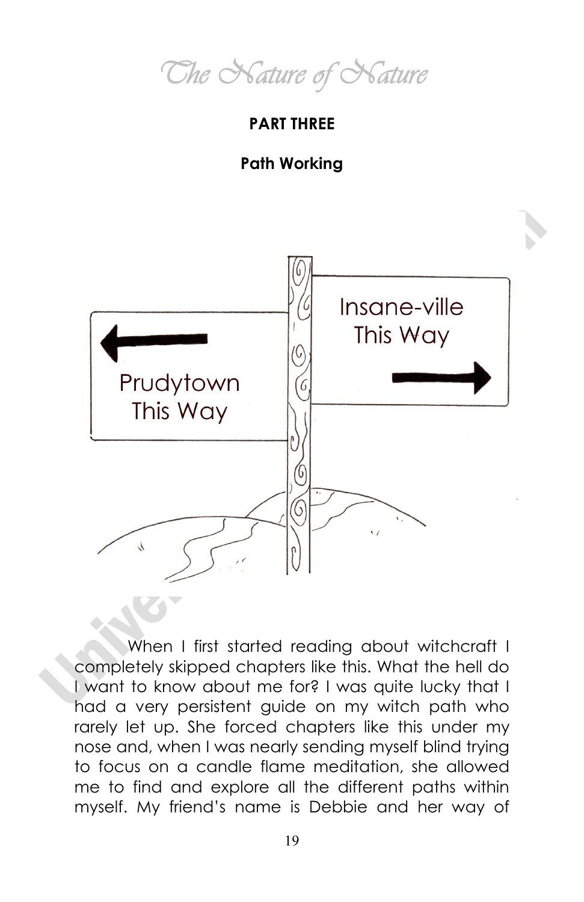## PART THREE

### Path Working

Prudytown
This Way

Insane-ville
This Way

When I first started reading about witchcraft I completely skipped chapters like this. What the hell do I want to know about me for? I was quite lucky that I had a very persistent guide on my witch path who rarely let up. She forced chapters like this under my nose and, when I was nearly sending myself blind trying to focus on a candle flame meditation, she allowed me to find and explore all the different paths within myself. My friend's name is Debbie and her way of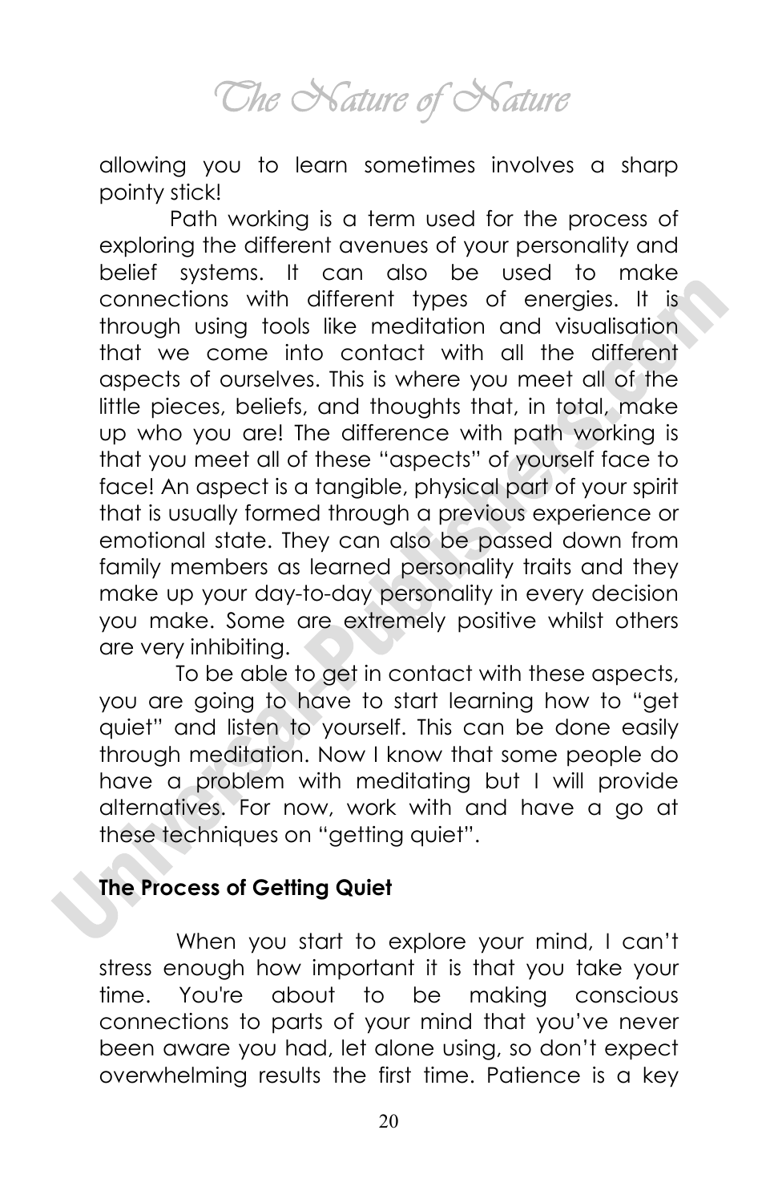allowing you to learn sometimes involves a sharp pointy stick!

Path working is a term used for the process of exploring the different avenues of your personality and belief systems. It can also be used to make connections with different types of energies. It is through using tools like meditation and visualisation that we come into contact with all the different aspects of ourselves. This is where you meet all of the little pieces, beliefs, and thoughts that, in total, make up who you are! The difference with path working is that you meet all of these "aspects" of yourself face to face! An aspect is a tangible, physical part of your spirit that is usually formed through a previous experience or emotional state. They can also be passed down from family members as learned personality traits and they make up your day-to-day personality in every decision you make. Some are extremely positive whilst others are very inhibiting.

To be able to get in contact with these aspects, you are going to have to start learning how to "get quiet" and listen to yourself. This can be done easily through meditation. Now I know that some people do have a problem with meditating but I will provide alternatives. For now, work with and have a go at these techniques on "getting quiet".

**The Process of Getting Quiet**

When you start to explore your mind, I can't stress enough how important it is that you take your time. You're about to be making conscious connections to parts of your mind that you've never been aware you had, let alone using, so don't expect overwhelming results the first time. Patience is a key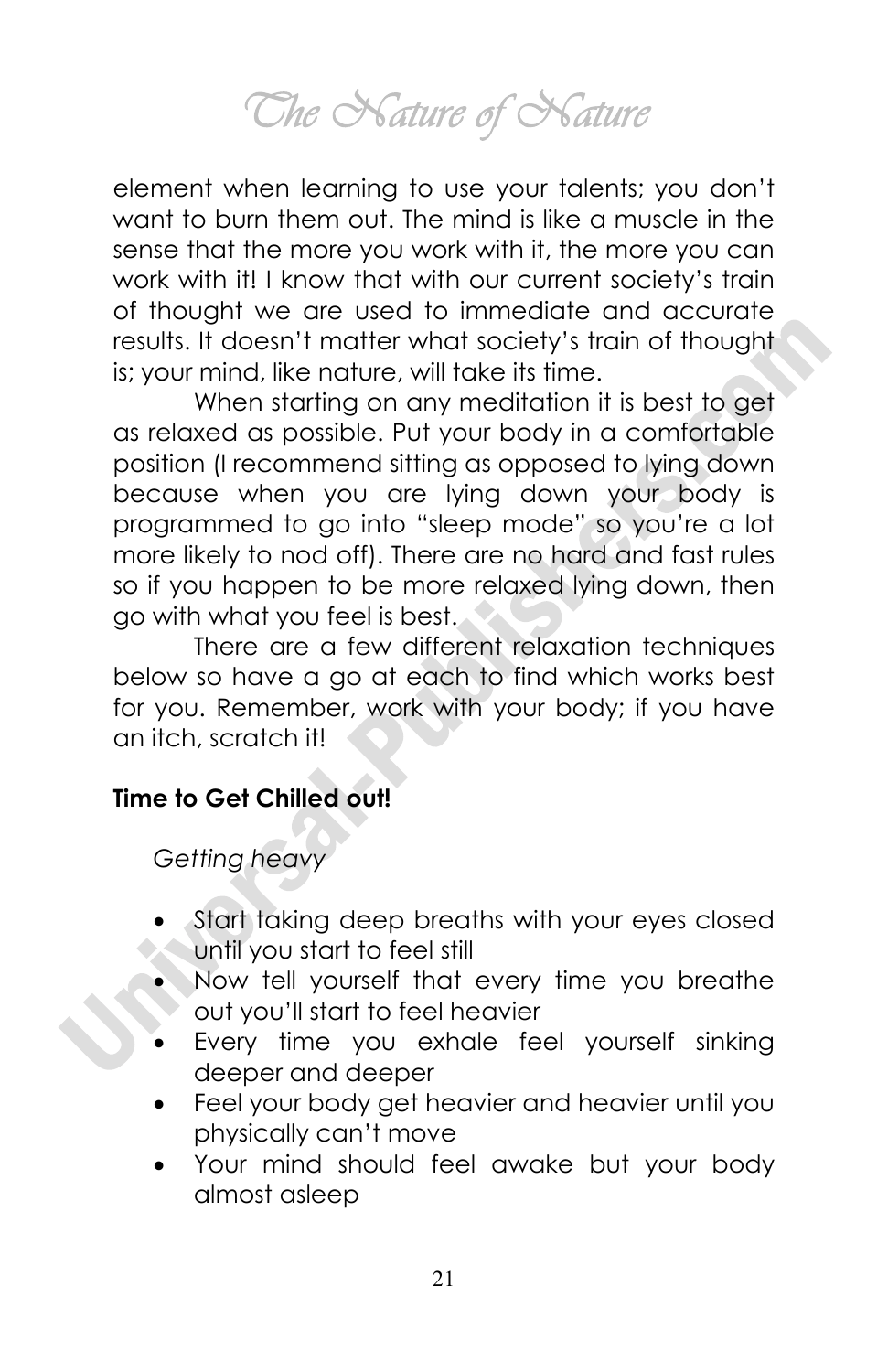element when learning to use your talents; you don't want to burn them out. The mind is like a muscle in the sense that the more you work with it, the more you can work with it! I know that with our current society's train of thought we are used to immediate and accurate results. It doesn't matter what society's train of thought is; your mind, like nature, will take its time.

When starting on any meditation it is best to get as relaxed as possible. Put your body in a comfortable position (I recommend sitting as opposed to lying down because when you are lying down your body is programmed to go into "sleep mode" so you're a lot more likely to nod off). There are no hard and fast rules so if you happen to be more relaxed lying down, then go with what you feel is best.

There are a few different relaxation techniques below so have a go at each to find which works best for you. Remember, work with your body; if you have an itch, scratch it!

**Time to Get Chilled out!**

*Getting heavy*

- Start taking deep breaths with your eyes closed until you start to feel still
- Now tell yourself that every time you breathe out you'll start to feel heavier
- Every time you exhale feel yourself sinking deeper and deeper
- Feel your body get heavier and heavier until you physically can't move
- Your mind should feel awake but your body almost asleep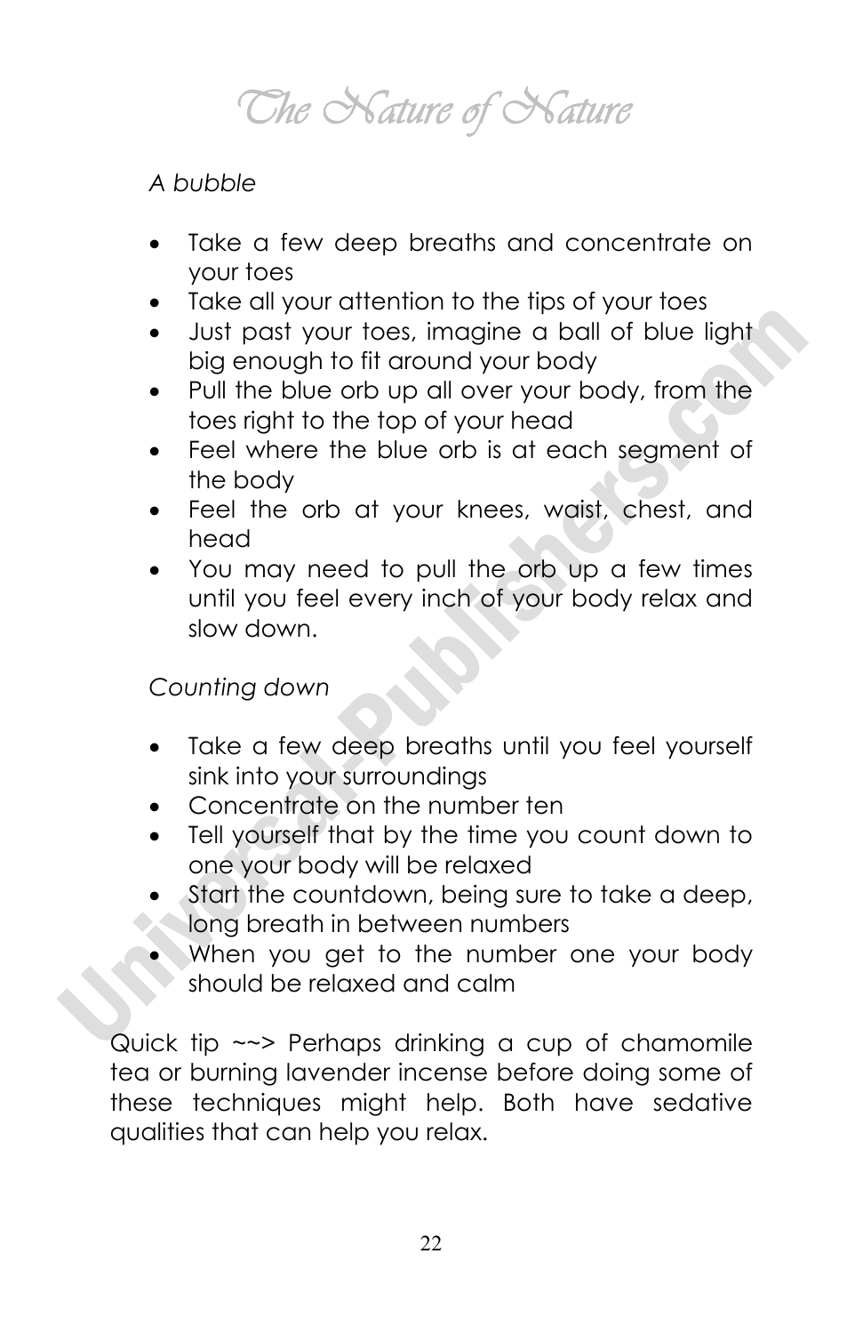*A bubble*

- Take a few deep breaths and concentrate on your toes
- Take all your attention to the tips of your toes
- Just past your toes, imagine a ball of blue light big enough to fit around your body
- Pull the blue orb up all over your body, from the toes right to the top of your head
- Feel where the blue orb is at each segment of the body
- Feel the orb at your knees, waist, chest, and head
- You may need to pull the orb up a few times until you feel every inch of your body relax and slow down.

*Counting down*

- Take a few deep breaths until you feel yourself sink into your surroundings
- Concentrate on the number ten
- Tell yourself that by the time you count down to one your body will be relaxed
- Start the countdown, being sure to take a deep, long breath in between numbers
- When you get to the number one your body should be relaxed and calm

Quick tip ~~> Perhaps drinking a cup of chamomile tea or burning lavender incense before doing some of these techniques might help. Both have sedative qualities that can help you relax.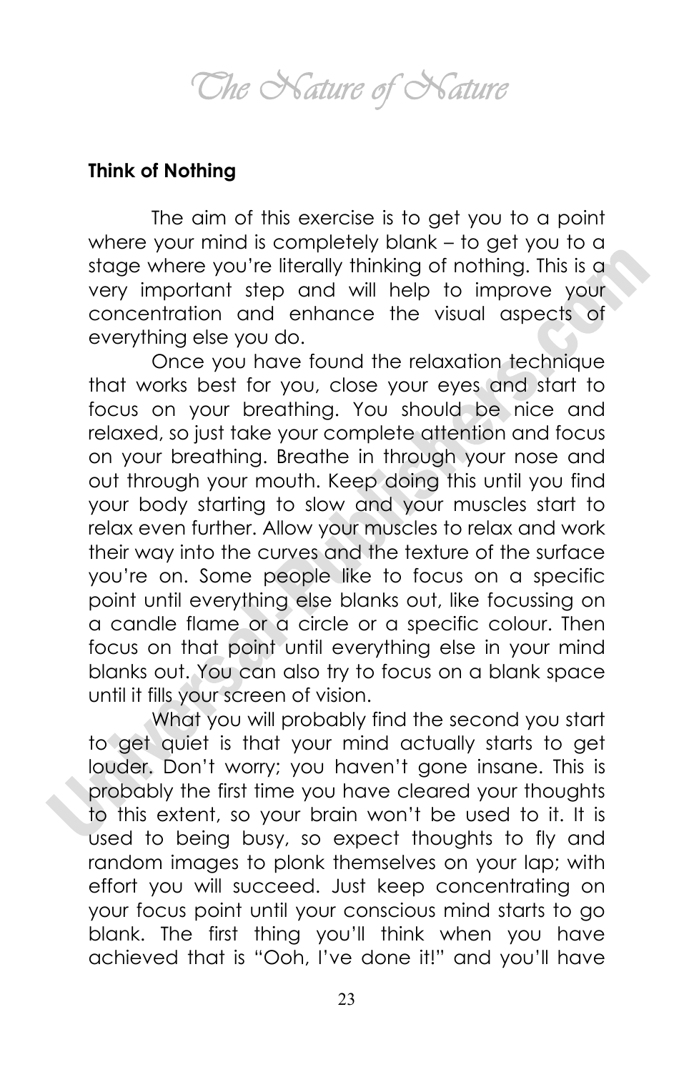### Think of Nothing

The aim of this exercise is to get you to a point where your mind is completely blank – to get you to a stage where you're literally thinking of nothing. This is a very important step and will help to improve your concentration and enhance the visual aspects of everything else you do.

Once you have found the relaxation technique that works best for you, close your eyes and start to focus on your breathing. You should be nice and relaxed, so just take your complete attention and focus on your breathing. Breathe in through your nose and out through your mouth. Keep doing this until you find your body starting to slow and your muscles start to relax even further. Allow your muscles to relax and work their way into the curves and the texture of the surface you're on. Some people like to focus on a specific point until everything else blanks out, like focussing on a candle flame or a circle or a specific colour. Then focus on that point until everything else in your mind blanks out. You can also try to focus on a blank space until it fills your screen of vision.

What you will probably find the second you start to get quiet is that your mind actually starts to get louder. Don't worry; you haven't gone insane. This is probably the first time you have cleared your thoughts to this extent, so your brain won't be used to it. It is used to being busy, so expect thoughts to fly and random images to plonk themselves on your lap; with effort you will succeed. Just keep concentrating on your focus point until your conscious mind starts to go blank. The first thing you'll think when you have achieved that is "Ooh, I've done it!" and you'll have